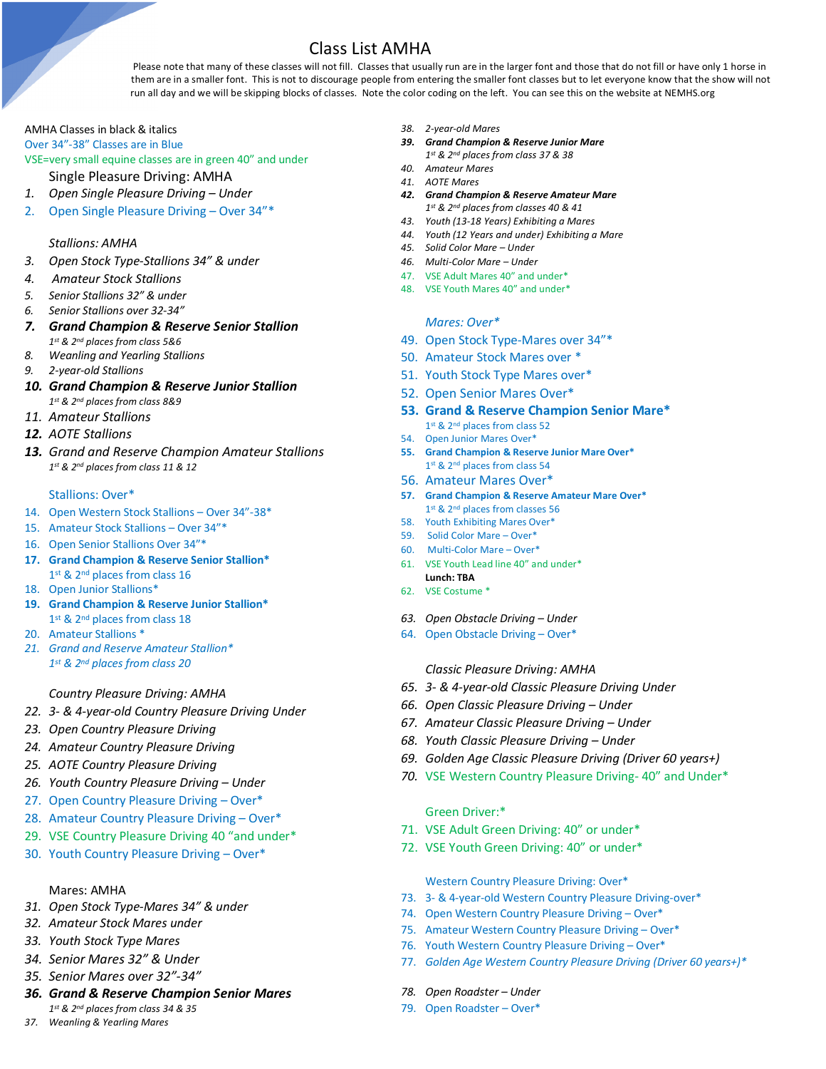# Class List AMHA

Please note that many of these classes will not fill. Classes that usually run are in the larger font and those that do not fill or have only 1 horse in them are in a smaller font. This is not to discourage people from entering the smaller font classes but to let everyone know that the show will not run all day and we will be skipping blocks of classes. Note the color coding on the left. You can see this on the website at NEMHS.org

AMHA Classes in black & italics
Over 34"-38" Classes are in Blue
VSE=very small equine classes are in green 40" and under

### Single Pleasure Driving: AMHA

1. *Open Single Pleasure Driving – Under*
2. Open Single Pleasure Driving – Over 34"*

### *Stallions: AMHA*

3. *Open Stock Type-Stallions 34" & under*
4. *Amateur Stock Stallions*
5. *Senior Stallions 32" & under*
6. *Senior Stallions over 32-34"*
7. ***Grand Champion & Reserve Senior Stallion***
   *1st & 2nd places from class 5&6*
8. *Weanling and Yearling Stallions*
9. *2-year-old Stallions*
10. ***Grand Champion & Reserve Junior Stallion***
    *1st & 2nd places from class 8&9*
11. *Amateur Stallions*
12. ***AOTE Stallions***
13. *Grand and Reserve Champion Amateur Stallions*
    *1st & 2nd places from class 11 & 12*

### Stallions: Over*

14. Open Western Stock Stallions – Over 34"-38"*
15. Amateur Stock Stallions – Over 34"*
16. Open Senior Stallions Over 34"*
17. **Grand Champion & Reserve Senior Stallion***
    1st & 2nd places from class 16
18. Open Junior Stallions*
19. **Grand Champion & Reserve Junior Stallion***
    1st & 2nd places from class 18
20. Amateur Stallions *
21. *Grand and Reserve Amateur Stallion**
    *1st & 2nd places from class 20*

### *Country Pleasure Driving: AMHA*

22. *3- & 4-year-old Country Pleasure Driving Under*
23. *Open Country Pleasure Driving*
24. *Amateur Country Pleasure Driving*
25. *AOTE Country Pleasure Driving*
26. *Youth Country Pleasure Driving – Under*
27. Open Country Pleasure Driving – Over*
28. Amateur Country Pleasure Driving – Over*
29. VSE Country Pleasure Driving 40 "and under*
30. Youth Country Pleasure Driving – Over*

### Mares: AMHA

31. *Open Stock Type-Mares 34" & under*
32. *Amateur Stock Mares under*
33. *Youth Stock Type Mares*
34. *Senior Mares 32" & Under*
35. *Senior Mares over 32"-34"*
36. ***Grand & Reserve Champion Senior Mares***
    *1st & 2nd places from class 34 & 35*
37. *Weanling & Yearling Mares*
38. *2-year-old Mares*
39. ***Grand Champion & Reserve Junior Mare***
    *1st & 2nd places from class 37 & 38*
40. *Amateur Mares*
41. *AOTE Mares*
42. ***Grand Champion & Reserve Amateur Mare***
    *1st & 2nd places from classes 40 & 41*
43. *Youth (13-18 Years) Exhibiting a Mares*
44. *Youth (12 Years and under) Exhibiting a Mare*
45. *Solid Color Mare – Under*
46. *Multi-Color Mare – Under*
47. VSE Adult Mares 40" and under*
48. VSE Youth Mares 40" and under*

### *Mares: Over**

49. Open Stock Type-Mares over 34"*
50. Amateur Stock Mares over *
51. Youth Stock Type Mares over*
52. Open Senior Mares Over*
53. **Grand & Reserve Champion Senior Mare***
    1st & 2nd places from class 52
54. Open Junior Mares Over*
55. **Grand Champion & Reserve Junior Mare Over***
    1st & 2nd places from class 54
56. Amateur Mares Over*
57. **Grand Champion & Reserve Amateur Mare Over***
    1st & 2nd places from classes 56
58. Youth Exhibiting Mares Over*
59. Solid Color Mare – Over*
60. Multi-Color Mare – Over*
61. VSE Youth Lead line 40" and under*

**Lunch: TBA**

62. VSE Costume *
63. *Open Obstacle Driving – Under*
64. Open Obstacle Driving – Over*

### *Classic Pleasure Driving: AMHA*

65. *3- & 4-year-old Classic Pleasure Driving Under*
66. *Open Classic Pleasure Driving – Under*
67. *Amateur Classic Pleasure Driving – Under*
68. *Youth Classic Pleasure Driving – Under*
69. *Golden Age Classic Pleasure Driving (Driver 60 years+)*
70. VSE Western Country Pleasure Driving- 40" and Under*

### Green Driver:*

71. VSE Adult Green Driving: 40" or under*
72. VSE Youth Green Driving: 40" or under*

### Western Country Pleasure Driving: Over*

73. 3- & 4-year-old Western Country Pleasure Driving-over*
74. Open Western Country Pleasure Driving – Over*
75. Amateur Western Country Pleasure Driving – Over*
76. Youth Western Country Pleasure Driving – Over*
77. *Golden Age Western Country Pleasure Driving (Driver 60 years+)**
78. *Open Roadster – Under*
79. Open Roadster – Over*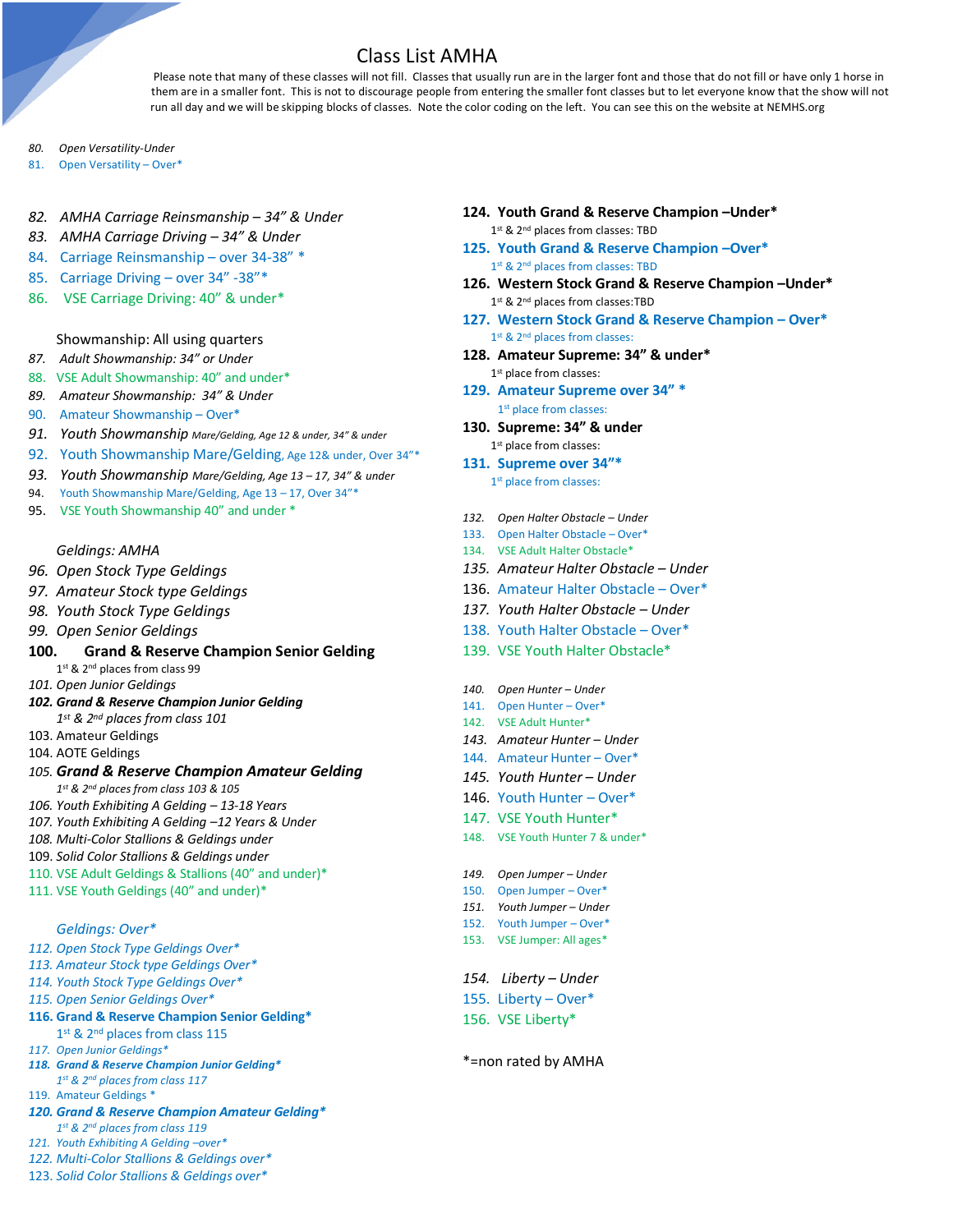# Class List AMHA

Please note that many of these classes will not fill. Classes that usually run are in the larger font and those that do not fill or have only 1 horse in them are in a smaller font. This is not to discourage people from entering the smaller font classes but to let everyone know that the show will not run all day and we will be skipping blocks of classes. Note the color coding on the left. You can see this on the website at NEMHS.org

80. *Open Versatility-Under*
81. Open Versatility – Over*

82. *AMHA Carriage Reinsmanship – 34" & Under*
83. *AMHA Carriage Driving – 34" & Under*
84. Carriage Reinsmanship – over 34-38" *
85. Carriage Driving – over 34" -38"*
86. VSE Carriage Driving: 40" & under*

Showmanship: All using quarters

87. *Adult Showmanship: 34" or Under*
88. VSE Adult Showmanship: 40" and under*
89. *Amateur Showmanship: 34" & Under*
90. Amateur Showmanship – Over*
91. *Youth Showmanship Mare/Gelding, Age 12 & under, 34" & under*
92. Youth Showmanship Mare/Gelding, Age 12& under, Over 34"*
93. *Youth Showmanship Mare/Gelding, Age 13 – 17, 34" & under*
94. Youth Showmanship Mare/Gelding, Age 13 – 17, Over 34"*
95. VSE Youth Showmanship 40" and under *

*Geldings: AMHA*

96. *Open Stock Type Geldings*
97. *Amateur Stock type Geldings*
98. *Youth Stock Type Geldings*
99. *Open Senior Geldings*
100. **Grand & Reserve Champion Senior Gelding**
    1st & 2nd places from class 99
101. *Open Junior Geldings*
102. ***Grand & Reserve Champion Junior Gelding***
    *1st & 2nd places from class 101*
103. Amateur Geldings
104. AOTE Geldings
105. ***Grand & Reserve Champion Amateur Gelding***
    *1st & 2nd places from class 103 & 105*
106. *Youth Exhibiting A Gelding – 13-18 Years*
107. *Youth Exhibiting A Gelding –12 Years & Under*
108. *Multi-Color Stallions & Geldings under*
109. *Solid Color Stallions & Geldings under*
110. VSE Adult Geldings & Stallions (40" and under)*
111. VSE Youth Geldings (40" and under)*

*Geldings: Over**

112. *Open Stock Type Geldings Over**
113. *Amateur Stock type Geldings Over**
114. *Youth Stock Type Geldings Over**
115. *Open Senior Geldings Over**
116. **Grand & Reserve Champion Senior Gelding***
    1st & 2nd places from class 115
117. *Open Junior Geldings**
118. ***Grand & Reserve Champion Junior Gelding****
    *1st & 2nd places from class 117*
119. Amateur Geldings *
120. ***Grand & Reserve Champion Amateur Gelding****
    *1st & 2nd places from class 119*
121. *Youth Exhibiting A Gelding –over**
122. *Multi-Color Stallions & Geldings over**
123. *Solid Color Stallions & Geldings over**

124. **Youth Grand & Reserve Champion –Under***
    1st & 2nd places from classes: TBD
125. **Youth Grand & Reserve Champion –Over***
    1st & 2nd places from classes: TBD
126. **Western Stock Grand & Reserve Champion –Under***
    1st & 2nd places from classes:TBD
127. **Western Stock Grand & Reserve Champion – Over***
    1st & 2nd places from classes:
128. **Amateur Supreme: 34" & under***
    1st place from classes:
129. **Amateur Supreme over 34" ***
    1st place from classes:
130. **Supreme: 34" & under**
    1st place from classes:
131. **Supreme over 34"***
    1st place from classes:

132. *Open Halter Obstacle – Under*
133. Open Halter Obstacle – Over*
134. VSE Adult Halter Obstacle*
135. *Amateur Halter Obstacle – Under*
136. Amateur Halter Obstacle – Over*
137. *Youth Halter Obstacle – Under*
138. Youth Halter Obstacle – Over*
139. VSE Youth Halter Obstacle*

140. *Open Hunter – Under*
141. Open Hunter – Over*
142. VSE Adult Hunter*
143. *Amateur Hunter – Under*
144. Amateur Hunter – Over*
145. *Youth Hunter – Under*
146. Youth Hunter – Over*
147. VSE Youth Hunter*
148. VSE Youth Hunter 7 & under*

149. *Open Jumper – Under*
150. Open Jumper – Over*
151. *Youth Jumper – Under*
152. Youth Jumper – Over*
153. VSE Jumper: All ages*

154. *Liberty – Under*
155. Liberty – Over*
156. VSE Liberty*

*=non rated by AMHA